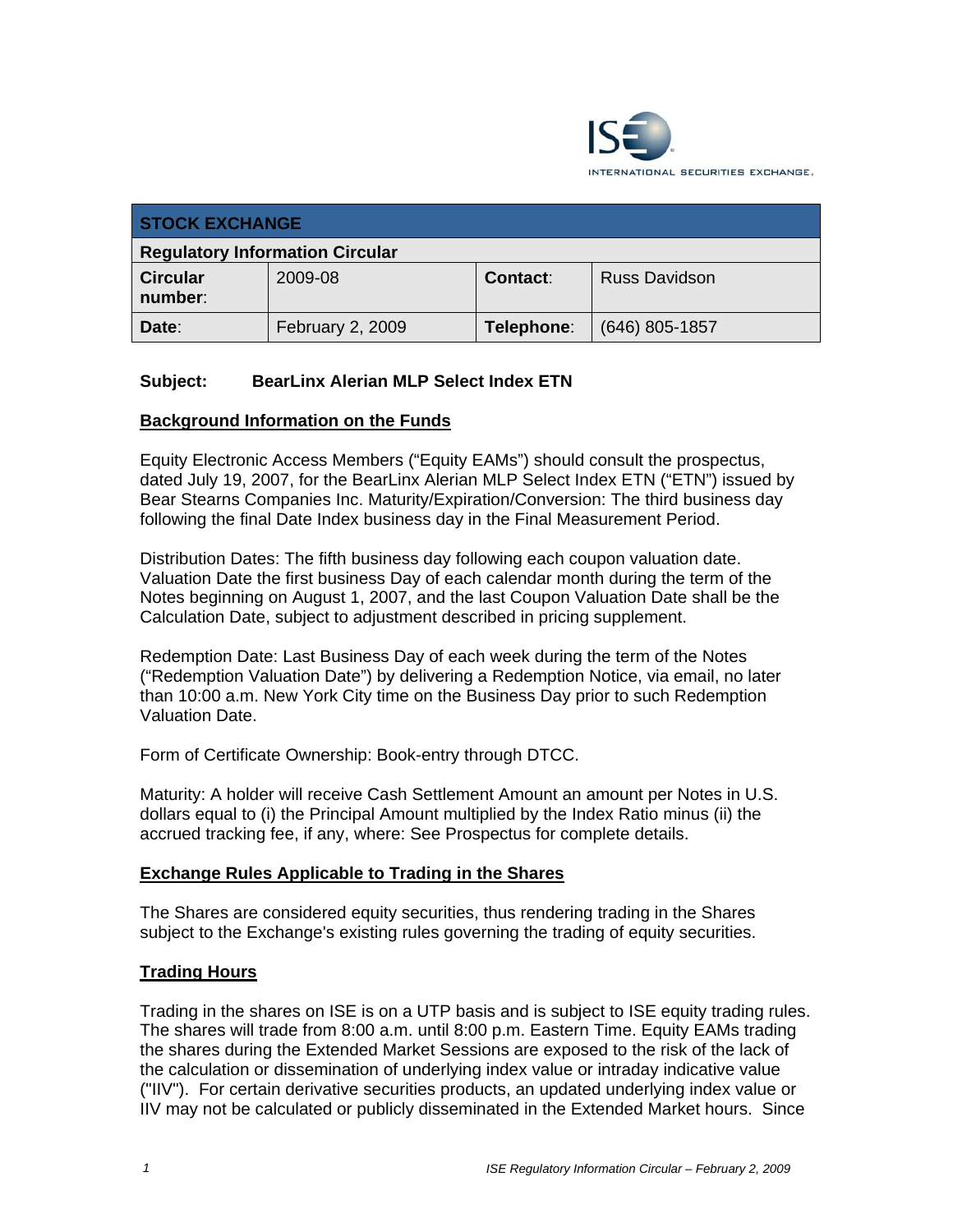| STOCK EXCHANGE | | | |
|---|---|---|---|
| **Regulatory Information Circular** | | | |
| **Circular number**: | 2009-08 | **Contact**: | Russ Davidson |
| **Date**: | February 2, 2009 | **Telephone**: | (646) 805-1857 |

**Subject: BearLinx Alerian MLP Select Index ETN**

**Background Information on the Funds**

Equity Electronic Access Members ("Equity EAMs") should consult the prospectus, dated July 19, 2007, for the BearLinx Alerian MLP Select Index ETN ("ETN") issued by Bear Stearns Companies Inc. Maturity/Expiration/Conversion: The third business day following the final Date Index business day in the Final Measurement Period.

Distribution Dates: The fifth business day following each coupon valuation date. Valuation Date the first business Day of each calendar month during the term of the Notes beginning on August 1, 2007, and the last Coupon Valuation Date shall be the Calculation Date, subject to adjustment described in pricing supplement.

Redemption Date: Last Business Day of each week during the term of the Notes ("Redemption Valuation Date") by delivering a Redemption Notice, via email, no later than 10:00 a.m. New York City time on the Business Day prior to such Redemption Valuation Date.

Form of Certificate Ownership: Book-entry through DTCC.

Maturity: A holder will receive Cash Settlement Amount an amount per Notes in U.S. dollars equal to (i) the Principal Amount multiplied by the Index Ratio minus (ii) the accrued tracking fee, if any, where: See Prospectus for complete details.

**Exchange Rules Applicable to Trading in the Shares**

The Shares are considered equity securities, thus rendering trading in the Shares subject to the Exchange's existing rules governing the trading of equity securities.

**Trading Hours**

Trading in the shares on ISE is on a UTP basis and is subject to ISE equity trading rules. The shares will trade from 8:00 a.m. until 8:00 p.m. Eastern Time. Equity EAMs trading the shares during the Extended Market Sessions are exposed to the risk of the lack of the calculation or dissemination of underlying index value or intraday indicative value ("IIV"). For certain derivative securities products, an updated underlying index value or IIV may not be calculated or publicly disseminated in the Extended Market hours. Since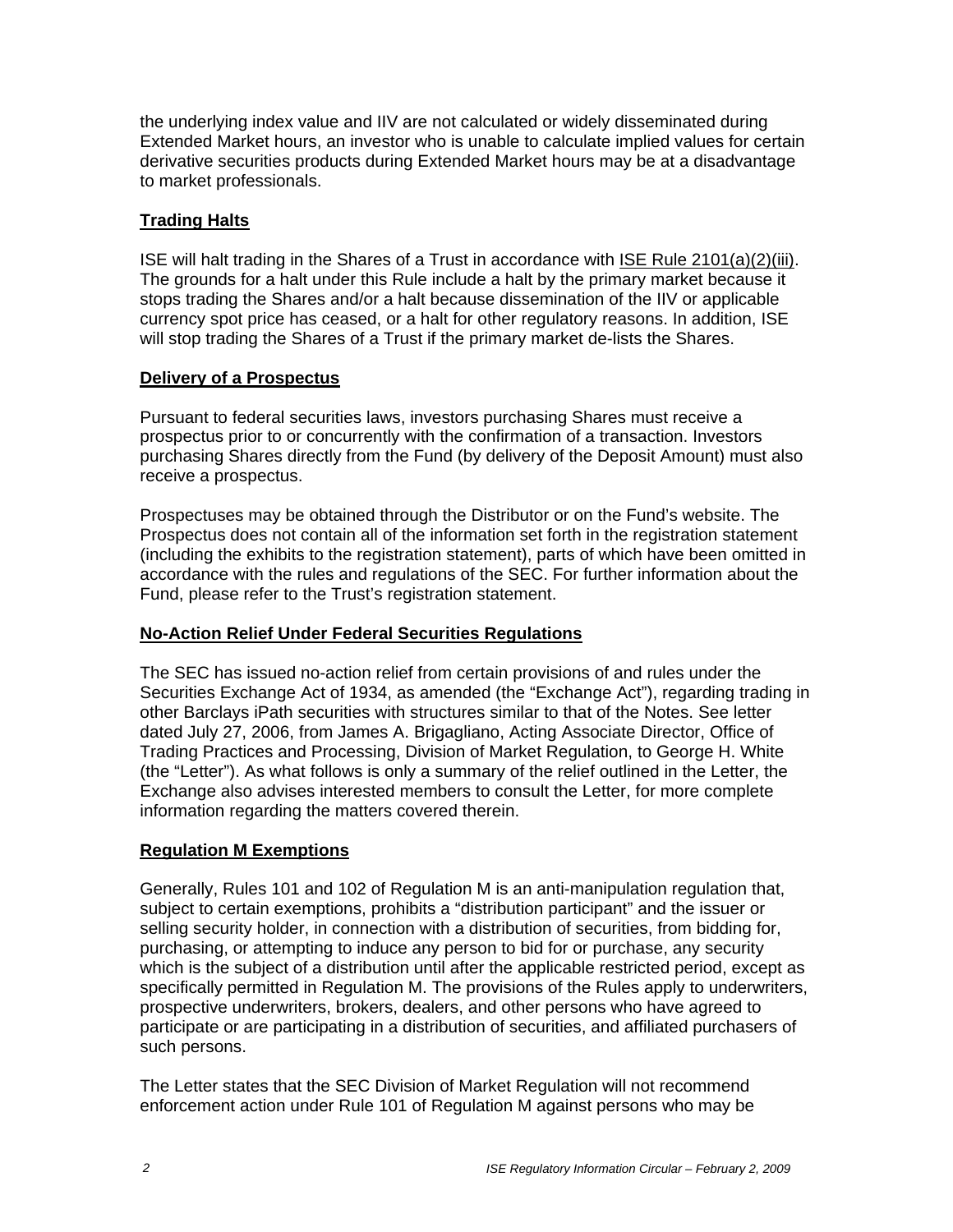the underlying index value and IIV are not calculated or widely disseminated during Extended Market hours, an investor who is unable to calculate implied values for certain derivative securities products during Extended Market hours may be at a disadvantage to market professionals.

**Trading Halts**

ISE will halt trading in the Shares of a Trust in accordance with ISE Rule 2101(a)(2)(iii). The grounds for a halt under this Rule include a halt by the primary market because it stops trading the Shares and/or a halt because dissemination of the IIV or applicable currency spot price has ceased, or a halt for other regulatory reasons. In addition, ISE will stop trading the Shares of a Trust if the primary market de-lists the Shares.

**Delivery of a Prospectus**

Pursuant to federal securities laws, investors purchasing Shares must receive a prospectus prior to or concurrently with the confirmation of a transaction. Investors purchasing Shares directly from the Fund (by delivery of the Deposit Amount) must also receive a prospectus.

Prospectuses may be obtained through the Distributor or on the Fund's website. The Prospectus does not contain all of the information set forth in the registration statement (including the exhibits to the registration statement), parts of which have been omitted in accordance with the rules and regulations of the SEC. For further information about the Fund, please refer to the Trust's registration statement.

**No-Action Relief Under Federal Securities Regulations**

The SEC has issued no-action relief from certain provisions of and rules under the Securities Exchange Act of 1934, as amended (the "Exchange Act"), regarding trading in other Barclays iPath securities with structures similar to that of the Notes. See letter dated July 27, 2006, from James A. Brigagliano, Acting Associate Director, Office of Trading Practices and Processing, Division of Market Regulation, to George H. White (the "Letter"). As what follows is only a summary of the relief outlined in the Letter, the Exchange also advises interested members to consult the Letter, for more complete information regarding the matters covered therein.

**Regulation M Exemptions**

Generally, Rules 101 and 102 of Regulation M is an anti-manipulation regulation that, subject to certain exemptions, prohibits a "distribution participant" and the issuer or selling security holder, in connection with a distribution of securities, from bidding for, purchasing, or attempting to induce any person to bid for or purchase, any security which is the subject of a distribution until after the applicable restricted period, except as specifically permitted in Regulation M. The provisions of the Rules apply to underwriters, prospective underwriters, brokers, dealers, and other persons who have agreed to participate or are participating in a distribution of securities, and affiliated purchasers of such persons.

The Letter states that the SEC Division of Market Regulation will not recommend enforcement action under Rule 101 of Regulation M against persons who may be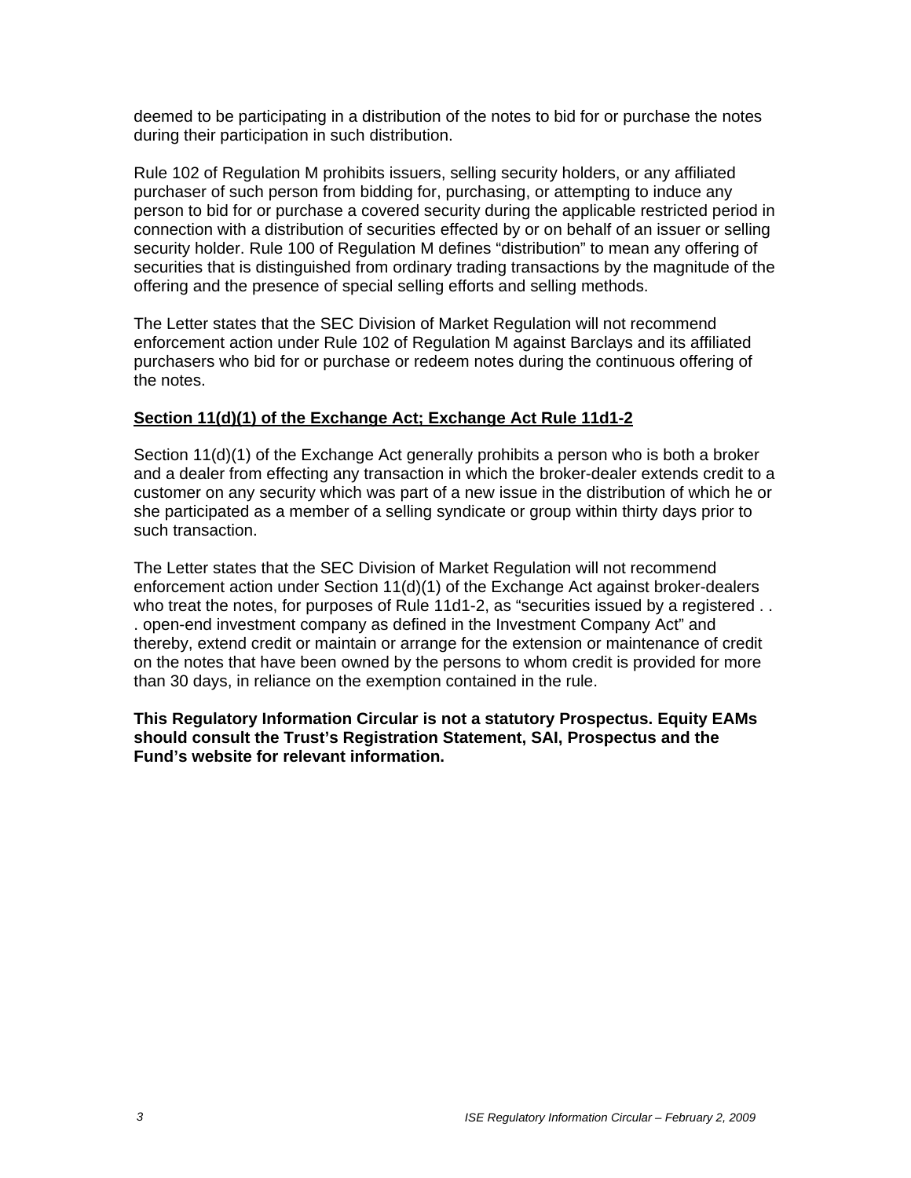deemed to be participating in a distribution of the notes to bid for or purchase the notes during their participation in such distribution.

Rule 102 of Regulation M prohibits issuers, selling security holders, or any affiliated purchaser of such person from bidding for, purchasing, or attempting to induce any person to bid for or purchase a covered security during the applicable restricted period in connection with a distribution of securities effected by or on behalf of an issuer or selling security holder. Rule 100 of Regulation M defines "distribution" to mean any offering of securities that is distinguished from ordinary trading transactions by the magnitude of the offering and the presence of special selling efforts and selling methods.

The Letter states that the SEC Division of Market Regulation will not recommend enforcement action under Rule 102 of Regulation M against Barclays and its affiliated purchasers who bid for or purchase or redeem notes during the continuous offering of the notes.

**Section 11(d)(1) of the Exchange Act; Exchange Act Rule 11d1-2**

Section 11(d)(1) of the Exchange Act generally prohibits a person who is both a broker and a dealer from effecting any transaction in which the broker-dealer extends credit to a customer on any security which was part of a new issue in the distribution of which he or she participated as a member of a selling syndicate or group within thirty days prior to such transaction.

The Letter states that the SEC Division of Market Regulation will not recommend enforcement action under Section 11(d)(1) of the Exchange Act against broker-dealers who treat the notes, for purposes of Rule 11d1-2, as "securities issued by a registered . . . open-end investment company as defined in the Investment Company Act" and thereby, extend credit or maintain or arrange for the extension or maintenance of credit on the notes that have been owned by the persons to whom credit is provided for more than 30 days, in reliance on the exemption contained in the rule.

**This Regulatory Information Circular is not a statutory Prospectus. Equity EAMs should consult the Trust's Registration Statement, SAI, Prospectus and the Fund's website for relevant information.**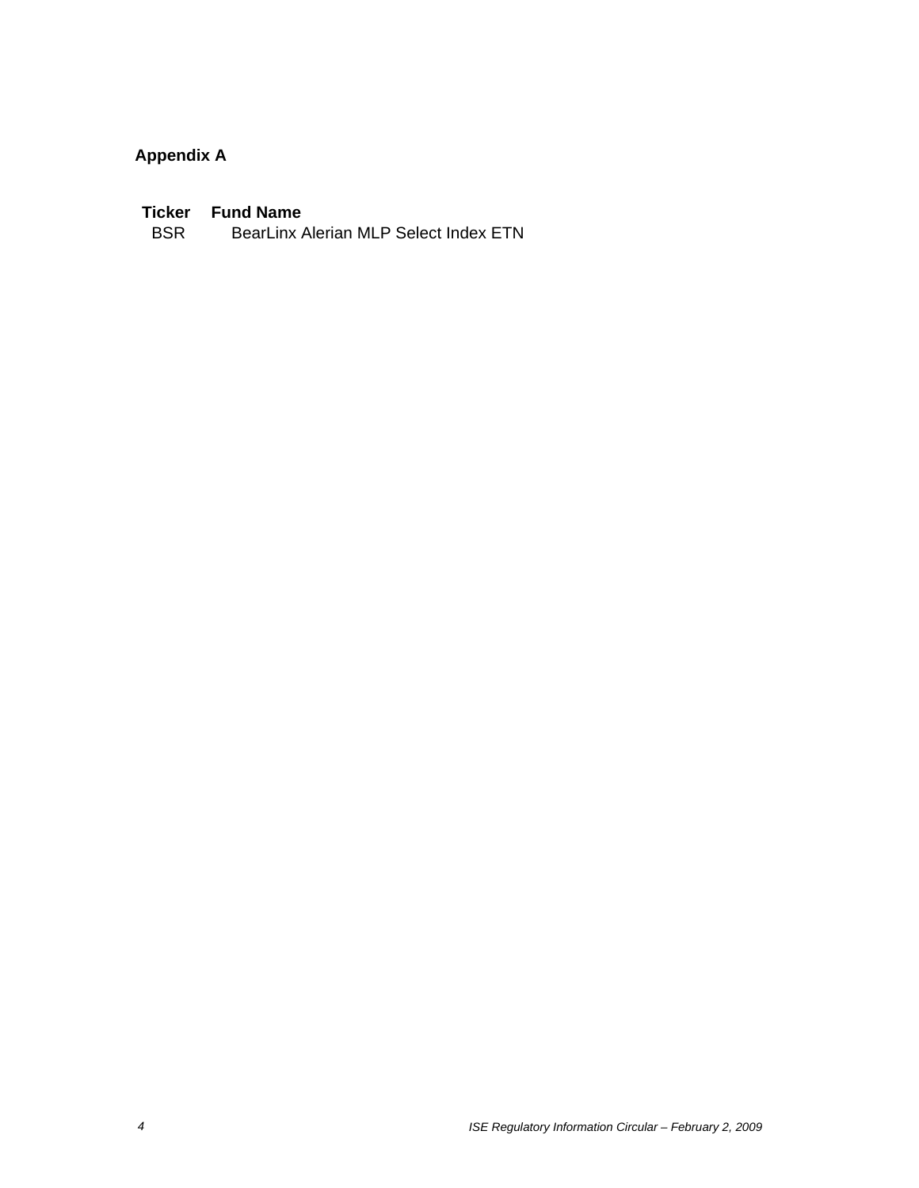## Appendix A

| Ticker | Fund Name |
|---|---|
| BSR | BearLinx Alerian MLP Select Index ETN |